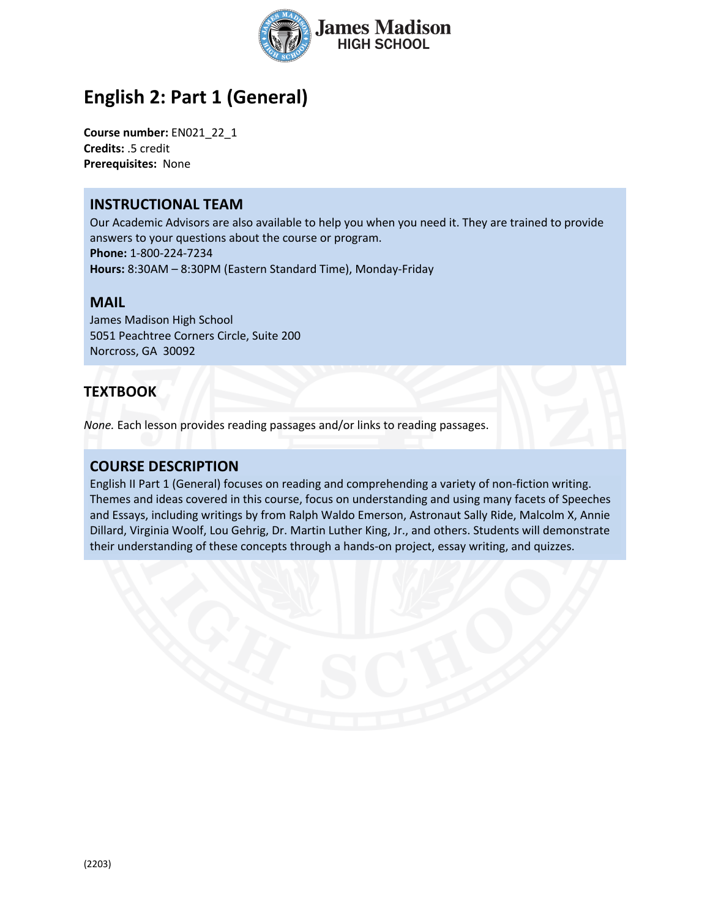# English 2: Part 1 (General)

**Course number:** EN021_22_1
**Credits:** .5 credit
**Prerequisites:** None

## INSTRUCTIONAL TEAM

Our Academic Advisors are also available to help you when you need it. They are trained to provide answers to your questions about the course or program.
**Phone:** 1-800-224-7234
**Hours:** 8:30AM – 8:30PM (Eastern Standard Time), Monday-Friday

## MAIL

James Madison High School
5051 Peachtree Corners Circle, Suite 200
Norcross, GA 30092

## TEXTBOOK

*None.* Each lesson provides reading passages and/or links to reading passages.

## COURSE DESCRIPTION

English II Part 1 (General) focuses on reading and comprehending a variety of non-fiction writing. Themes and ideas covered in this course, focus on understanding and using many facets of Speeches and Essays, including writings by from Ralph Waldo Emerson, Astronaut Sally Ride, Malcolm X, Annie Dillard, Virginia Woolf, Lou Gehrig, Dr. Martin Luther King, Jr., and others. Students will demonstrate their understanding of these concepts through a hands-on project, essay writing, and quizzes.

(2203)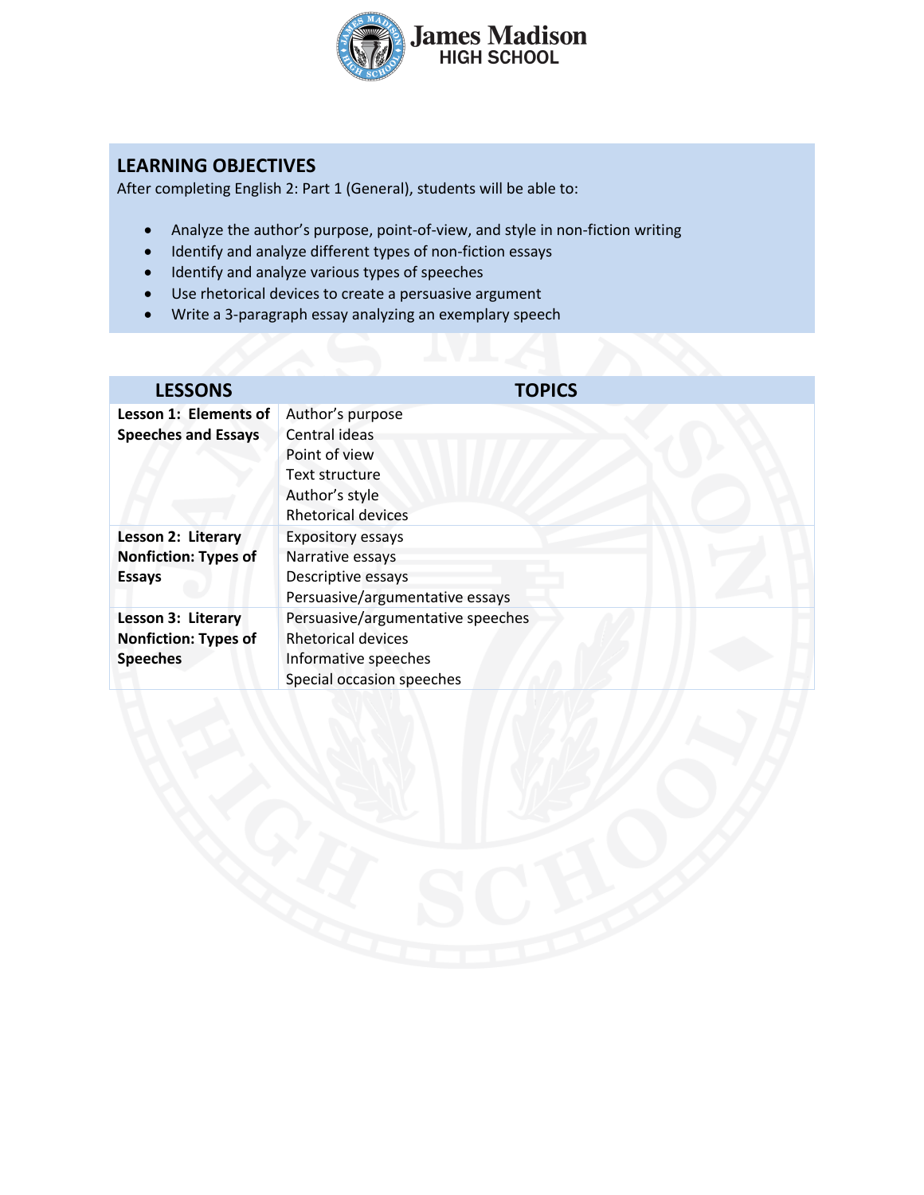## LEARNING OBJECTIVES

After completing English 2: Part 1 (General), students will be able to:

- Analyze the author's purpose, point-of-view, and style in non-fiction writing
- Identify and analyze different types of non-fiction essays
- Identify and analyze various types of speeches
- Use rhetorical devices to create a persuasive argument
- Write a 3-paragraph essay analyzing an exemplary speech

| LESSONS | TOPICS |
| --- | --- |
| **Lesson 1: Elements of Speeches and Essays** | Author's purpose<br>Central ideas<br>Point of view<br>Text structure<br>Author's style<br>Rhetorical devices |
| **Lesson 2: Literary Nonfiction: Types of Essays** | Expository essays<br>Narrative essays<br>Descriptive essays<br>Persuasive/argumentative essays |
| **Lesson 3: Literary Nonfiction: Types of Speeches** | Persuasive/argumentative speeches<br>Rhetorical devices<br>Informative speeches<br>Special occasion speeches |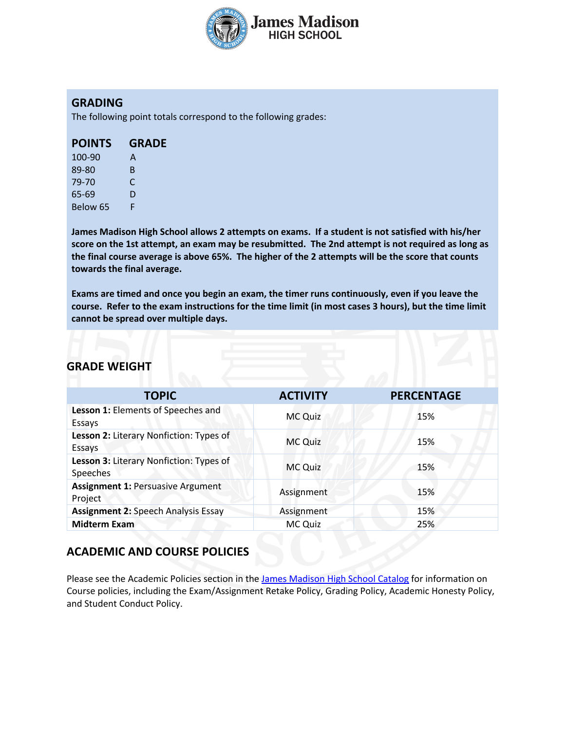## GRADING

The following point totals correspond to the following grades:

| POINTS | GRADE |
|---|---|
| 100-90 | A |
| 89-80 | B |
| 79-70 | C |
| 65-69 | D |
| Below 65 | F |

**James Madison High School allows 2 attempts on exams. If a student is not satisfied with his/her score on the 1st attempt, an exam may be resubmitted. The 2nd attempt is not required as long as the final course average is above 65%. The higher of the 2 attempts will be the score that counts towards the final average.**

**Exams are timed and once you begin an exam, the timer runs continuously, even if you leave the course. Refer to the exam instructions for the time limit (in most cases 3 hours), but the time limit cannot be spread over multiple days.**

## GRADE WEIGHT

| TOPIC | ACTIVITY | PERCENTAGE |
|---|---|---|
| **Lesson 1:** Elements of Speeches and Essays | MC Quiz | 15% |
| **Lesson 2:** Literary Nonfiction: Types of Essays | MC Quiz | 15% |
| **Lesson 3:** Literary Nonfiction: Types of Speeches | MC Quiz | 15% |
| **Assignment 1:** Persuasive Argument Project | Assignment | 15% |
| **Assignment 2:** Speech Analysis Essay | Assignment | 15% |
| **Midterm Exam** | MC Quiz | 25% |

## ACADEMIC AND COURSE POLICIES

Please see the Academic Policies section in the James Madison High School Catalog for information on Course policies, including the Exam/Assignment Retake Policy, Grading Policy, Academic Honesty Policy, and Student Conduct Policy.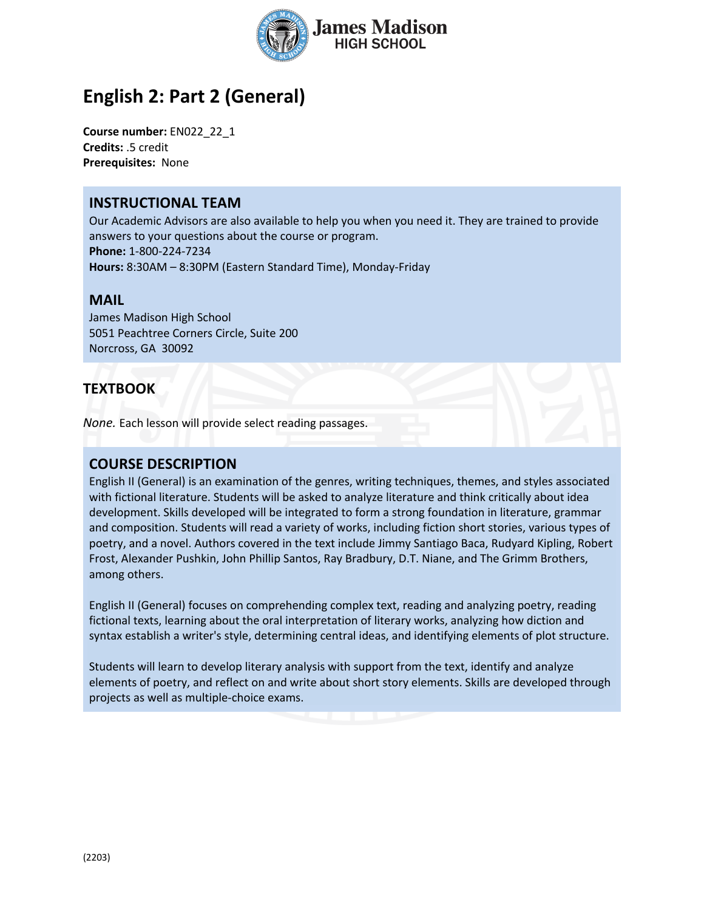# English 2: Part 2 (General)

**Course number:** EN022_22_1
**Credits:** .5 credit
**Prerequisites:** None

## INSTRUCTIONAL TEAM

Our Academic Advisors are also available to help you when you need it. They are trained to provide answers to your questions about the course or program.
**Phone:** 1-800-224-7234
**Hours:** 8:30AM – 8:30PM (Eastern Standard Time), Monday-Friday

## MAIL

James Madison High School
5051 Peachtree Corners Circle, Suite 200
Norcross, GA 30092

## TEXTBOOK

*None.* Each lesson will provide select reading passages.

## COURSE DESCRIPTION

English II (General) is an examination of the genres, writing techniques, themes, and styles associated with fictional literature. Students will be asked to analyze literature and think critically about idea development. Skills developed will be integrated to form a strong foundation in literature, grammar and composition. Students will read a variety of works, including fiction short stories, various types of poetry, and a novel. Authors covered in the text include Jimmy Santiago Baca, Rudyard Kipling, Robert Frost, Alexander Pushkin, John Phillip Santos, Ray Bradbury, D.T. Niane, and The Grimm Brothers, among others.

English II (General) focuses on comprehending complex text, reading and analyzing poetry, reading fictional texts, learning about the oral interpretation of literary works, analyzing how diction and syntax establish a writer's style, determining central ideas, and identifying elements of plot structure.

Students will learn to develop literary analysis with support from the text, identify and analyze elements of poetry, and reflect on and write about short story elements. Skills are developed through projects as well as multiple-choice exams.

(2203)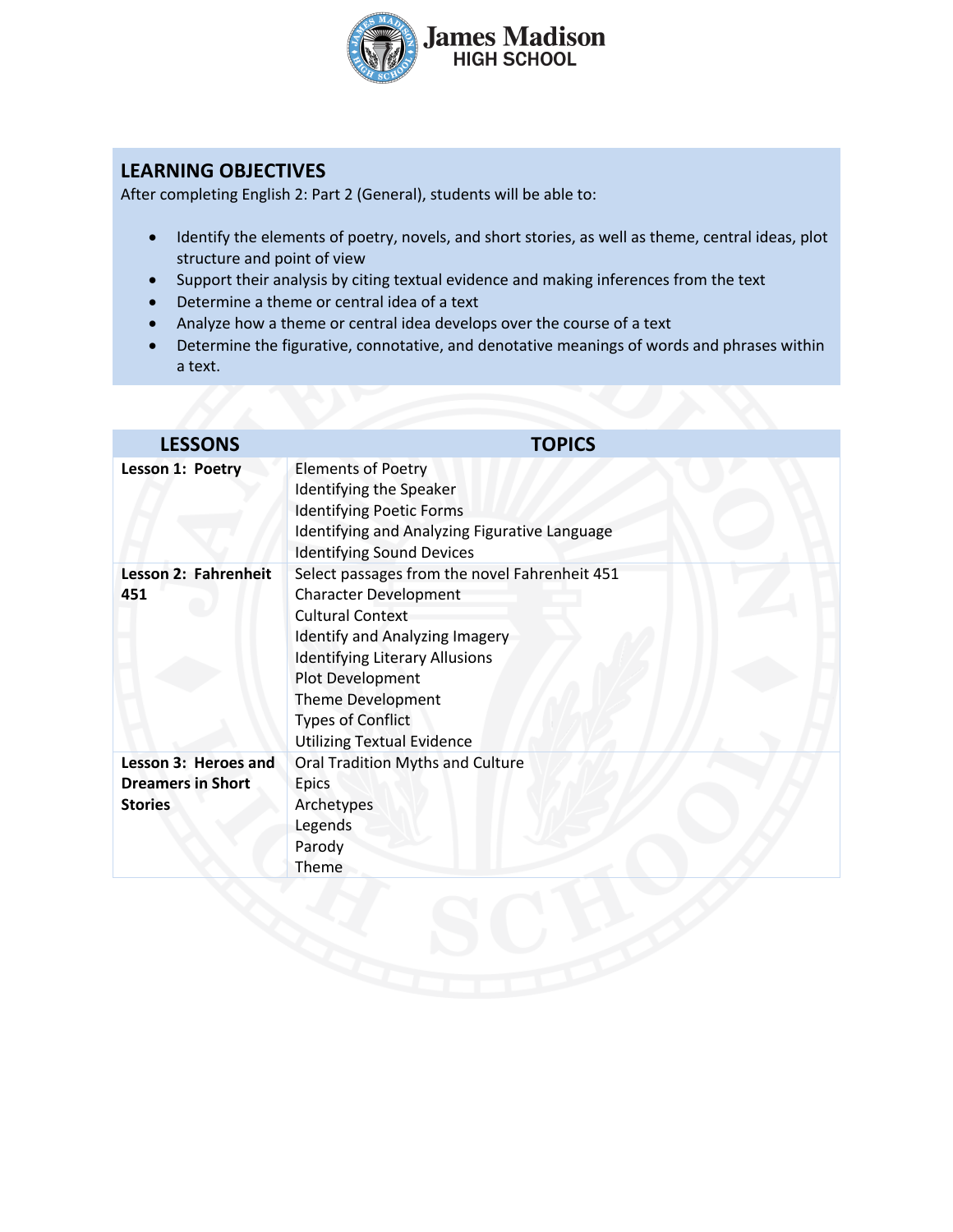## LEARNING OBJECTIVES

After completing English 2: Part 2 (General), students will be able to:

- Identify the elements of poetry, novels, and short stories, as well as theme, central ideas, plot structure and point of view
- Support their analysis by citing textual evidence and making inferences from the text
- Determine a theme or central idea of a text
- Analyze how a theme or central idea develops over the course of a text
- Determine the figurative, connotative, and denotative meanings of words and phrases within a text.

| LESSONS | TOPICS |
|---|---|
| **Lesson 1: Poetry** | Elements of Poetry<br>Identifying the Speaker<br>Identifying Poetic Forms<br>Identifying and Analyzing Figurative Language<br>Identifying Sound Devices |
| **Lesson 2: Fahrenheit 451** | Select passages from the novel Fahrenheit 451<br>Character Development<br>Cultural Context<br>Identify and Analyzing Imagery<br>Identifying Literary Allusions<br>Plot Development<br>Theme Development<br>Types of Conflict<br>Utilizing Textual Evidence |
| **Lesson 3: Heroes and Dreamers in Short Stories** | Oral Tradition Myths and Culture<br>Epics<br>Archetypes<br>Legends<br>Parody<br>Theme |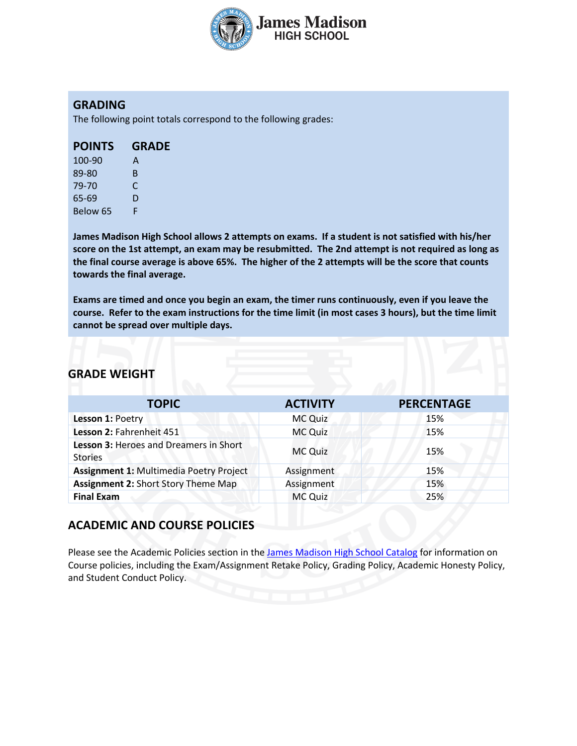## GRADING

The following point totals correspond to the following grades:

| POINTS | GRADE |
|---|---|
| 100-90 | A |
| 89-80 | B |
| 79-70 | C |
| 65-69 | D |
| Below 65 | F |

**James Madison High School allows 2 attempts on exams. If a student is not satisfied with his/her score on the 1st attempt, an exam may be resubmitted. The 2nd attempt is not required as long as the final course average is above 65%. The higher of the 2 attempts will be the score that counts towards the final average.**

**Exams are timed and once you begin an exam, the timer runs continuously, even if you leave the course. Refer to the exam instructions for the time limit (in most cases 3 hours), but the time limit cannot be spread over multiple days.**

## GRADE WEIGHT

| TOPIC | ACTIVITY | PERCENTAGE |
|---|---|---|
| **Lesson 1:** Poetry | MC Quiz | 15% |
| **Lesson 2:** Fahrenheit 451 | MC Quiz | 15% |
| **Lesson 3:** Heroes and Dreamers in Short Stories | MC Quiz | 15% |
| **Assignment 1:** Multimedia Poetry Project | Assignment | 15% |
| **Assignment 2:** Short Story Theme Map | Assignment | 15% |
| **Final Exam** | MC Quiz | 25% |

## ACADEMIC AND COURSE POLICIES

Please see the Academic Policies section in the James Madison High School Catalog for information on Course policies, including the Exam/Assignment Retake Policy, Grading Policy, Academic Honesty Policy, and Student Conduct Policy.